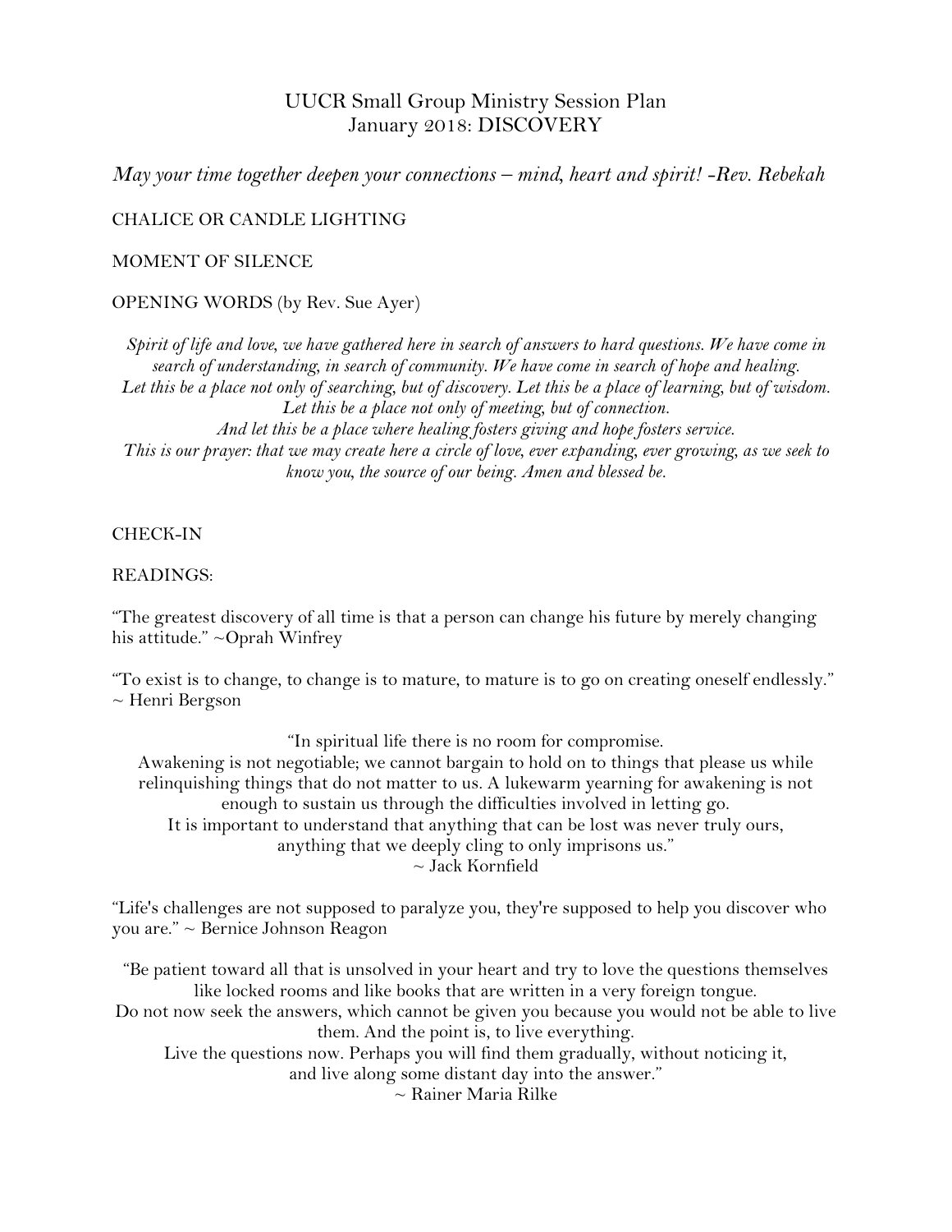# UUCR Small Group Ministry Session Plan
# January 2018: DISCOVERY

*May your time together deepen your connections – mind, heart and spirit! -Rev. Rebekah*

CHALICE OR CANDLE LIGHTING

MOMENT OF SILENCE

OPENING WORDS (by Rev. Sue Ayer)

*Spirit of life and love, we have gathered here in search of answers to hard questions. We have come in search of understanding, in search of community. We have come in search of hope and healing.*
*Let this be a place not only of searching, but of discovery. Let this be a place of learning, but of wisdom.*
*Let this be a place not only of meeting, but of connection.*
*And let this be a place where healing fosters giving and hope fosters service.*
*This is our prayer: that we may create here a circle of love, ever expanding, ever growing, as we seek to know you, the source of our being. Amen and blessed be.*

CHECK-IN

READINGS:

"The greatest discovery of all time is that a person can change his future by merely changing his attitude." ~Oprah Winfrey

"To exist is to change, to change is to mature, to mature is to go on creating oneself endlessly." ~ Henri Bergson

"In spiritual life there is no room for compromise.
Awakening is not negotiable; we cannot bargain to hold on to things that please us while relinquishing things that do not matter to us. A lukewarm yearning for awakening is not enough to sustain us through the difficulties involved in letting go.
It is important to understand that anything that can be lost was never truly ours,
anything that we deeply cling to only imprisons us."
~ Jack Kornfield

"Life's challenges are not supposed to paralyze you, they're supposed to help you discover who you are." ~ Bernice Johnson Reagon

"Be patient toward all that is unsolved in your heart and try to love the questions themselves like locked rooms and like books that are written in a very foreign tongue.
Do not now seek the answers, which cannot be given you because you would not be able to live them. And the point is, to live everything.
Live the questions now. Perhaps you will find them gradually, without noticing it,
and live along some distant day into the answer."
~ Rainer Maria Rilke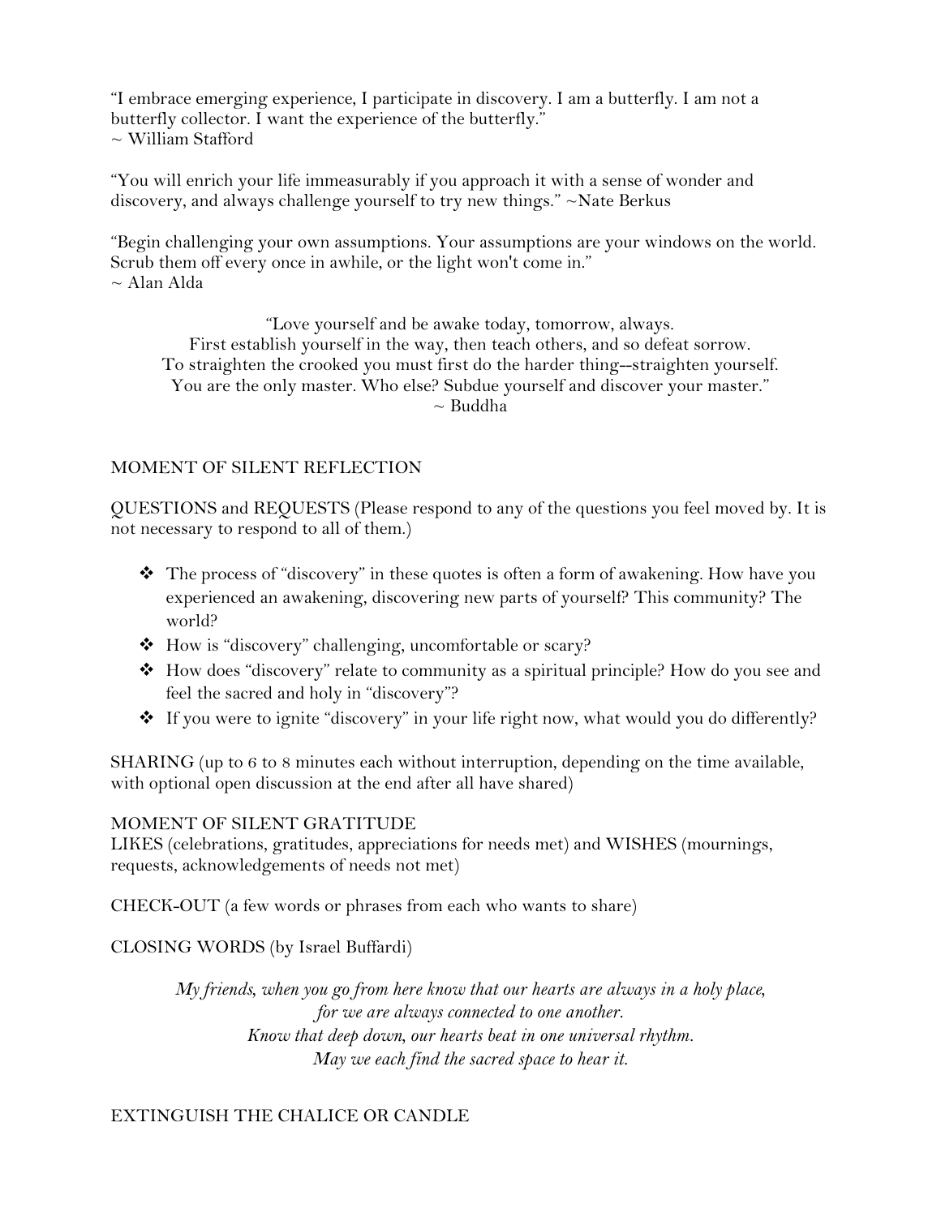"I embrace emerging experience, I participate in discovery. I am a butterfly. I am not a butterfly collector. I want the experience of the butterfly."
~ William Stafford

"You will enrich your life immeasurably if you approach it with a sense of wonder and discovery, and always challenge yourself to try new things." ~Nate Berkus

"Begin challenging your own assumptions. Your assumptions are your windows on the world. Scrub them off every once in awhile, or the light won't come in."
~ Alan Alda

"Love yourself and be awake today, tomorrow, always.
First establish yourself in the way, then teach others, and so defeat sorrow.
To straighten the crooked you must first do the harder thing--straighten yourself.
You are the only master. Who else? Subdue yourself and discover your master."
~ Buddha

MOMENT OF SILENT REFLECTION

QUESTIONS and REQUESTS (Please respond to any of the questions you feel moved by. It is not necessary to respond to all of them.)

- The process of "discovery" in these quotes is often a form of awakening. How have you experienced an awakening, discovering new parts of yourself? This community? The world?
- How is "discovery" challenging, uncomfortable or scary?
- How does "discovery" relate to community as a spiritual principle? How do you see and feel the sacred and holy in "discovery"?
- If you were to ignite "discovery" in your life right now, what would you do differently?

SHARING (up to 6 to 8 minutes each without interruption, depending on the time available, with optional open discussion at the end after all have shared)

MOMENT OF SILENT GRATITUDE
LIKES (celebrations, gratitudes, appreciations for needs met) and WISHES (mournings, requests, acknowledgements of needs not met)

CHECK-OUT (a few words or phrases from each who wants to share)

CLOSING WORDS (by Israel Buffardi)

*My friends, when you go from here know that our hearts are always in a holy place,*
*for we are always connected to one another.*
*Know that deep down, our hearts beat in one universal rhythm.*
*May we each find the sacred space to hear it.*

EXTINGUISH THE CHALICE OR CANDLE